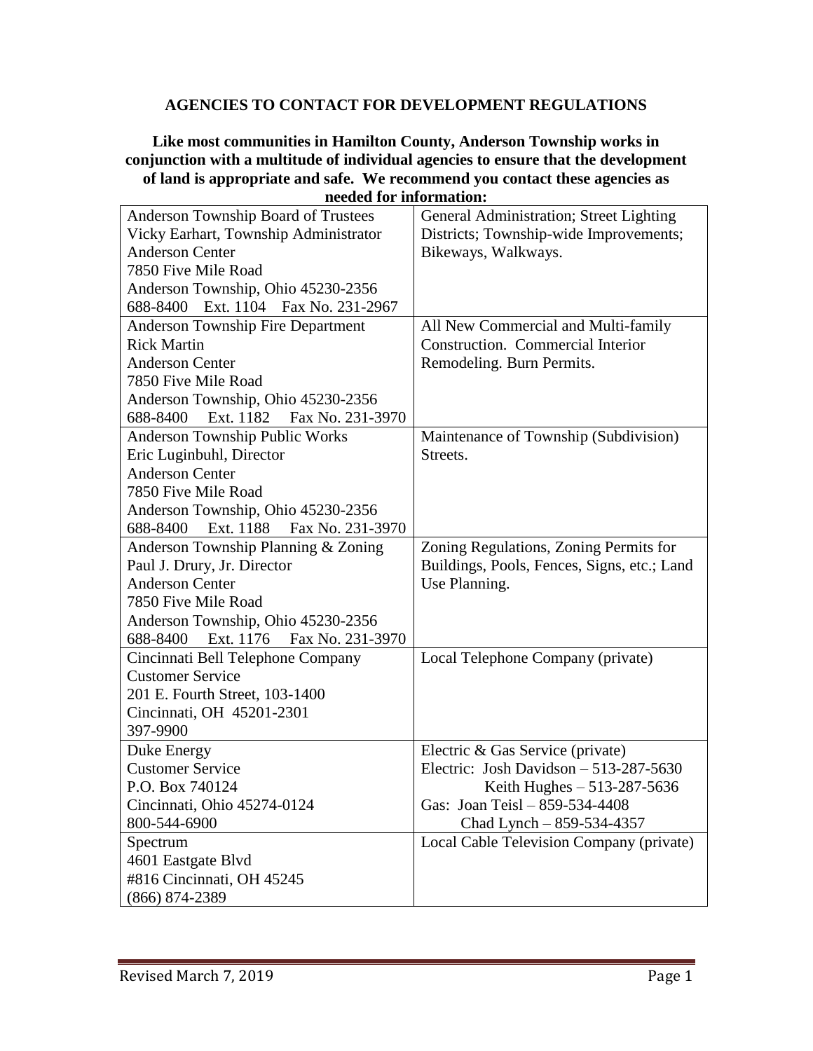# AGENCIES TO CONTACT FOR DEVELOPMENT REGULATIONS

**Like most communities in Hamilton County, Anderson Township works in conjunction with a multitude of individual agencies to ensure that the development of land is appropriate and safe. We recommend you contact these agencies as needed for information:**

| Agency | Services |
|---|---|
| Anderson Township Board of Trustees<br>Vicky Earhart, Township Administrator<br>Anderson Center<br>7850 Five Mile Road<br>Anderson Township, Ohio 45230-2356<br>688-8400 Ext. 1104 Fax No. 231-2967 | General Administration; Street Lighting Districts; Township-wide Improvements; Bikeways, Walkways. |
| Anderson Township Fire Department<br>Rick Martin<br>Anderson Center<br>7850 Five Mile Road<br>Anderson Township, Ohio 45230-2356<br>688-8400 Ext. 1182 Fax No. 231-3970 | All New Commercial and Multi-family Construction. Commercial Interior Remodeling. Burn Permits. |
| Anderson Township Public Works<br>Eric Luginbuhl, Director<br>Anderson Center<br>7850 Five Mile Road<br>Anderson Township, Ohio 45230-2356<br>688-8400 Ext. 1188 Fax No. 231-3970 | Maintenance of Township (Subdivision) Streets. |
| Anderson Township Planning & Zoning<br>Paul J. Drury, Jr. Director<br>Anderson Center<br>7850 Five Mile Road<br>Anderson Township, Ohio 45230-2356<br>688-8400 Ext. 1176 Fax No. 231-3970 | Zoning Regulations, Zoning Permits for Buildings, Pools, Fences, Signs, etc.; Land Use Planning. |
| Cincinnati Bell Telephone Company<br>Customer Service<br>201 E. Fourth Street, 103-1400<br>Cincinnati, OH 45201-2301<br>397-9900 | Local Telephone Company (private) |
| Duke Energy<br>Customer Service<br>P.O. Box 740124<br>Cincinnati, Ohio 45274-0124<br>800-544-6900 | Electric & Gas Service (private)<br>Electric: Josh Davidson – 513-287-5630<br>Keith Hughes – 513-287-5636<br>Gas: Joan Teisl – 859-534-4408<br>Chad Lynch – 859-534-4357 |
| Spectrum<br>4601 Eastgate Blvd<br>#816 Cincinnati, OH 45245<br>(866) 874-2389 | Local Cable Television Company (private) |

Revised March 7, 2019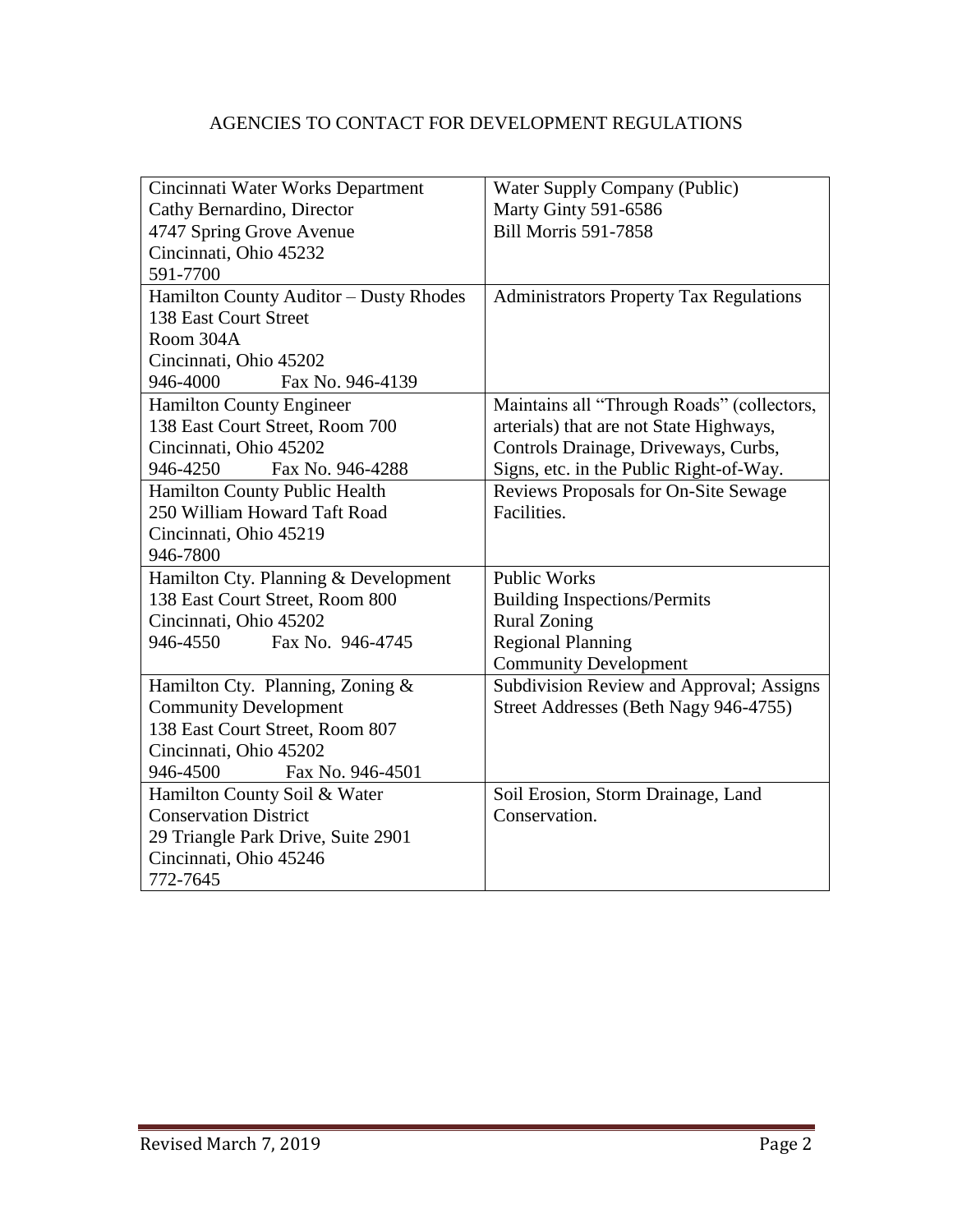# AGENCIES TO CONTACT FOR DEVELOPMENT REGULATIONS

| | |
|---|---|
| Cincinnati Water Works Department<br>Cathy Bernardino, Director<br>4747 Spring Grove Avenue<br>Cincinnati, Ohio 45232<br>591-7700 | Water Supply Company (Public)<br>Marty Ginty 591-6586<br>Bill Morris 591-7858 |
| Hamilton County Auditor – Dusty Rhodes<br>138 East Court Street<br>Room 304A<br>Cincinnati, Ohio 45202<br>946-4000 Fax No. 946-4139 | Administrators Property Tax Regulations |
| Hamilton County Engineer<br>138 East Court Street, Room 700<br>Cincinnati, Ohio 45202<br>946-4250 Fax No. 946-4288 | Maintains all "Through Roads" (collectors, arterials) that are not State Highways, Controls Drainage, Driveways, Curbs, Signs, etc. in the Public Right-of-Way. |
| Hamilton County Public Health<br>250 William Howard Taft Road<br>Cincinnati, Ohio 45219<br>946-7800 | Reviews Proposals for On-Site Sewage Facilities. |
| Hamilton Cty. Planning & Development<br>138 East Court Street, Room 800<br>Cincinnati, Ohio 45202<br>946-4550 Fax No. 946-4745 | Public Works<br>Building Inspections/Permits<br>Rural Zoning<br>Regional Planning<br>Community Development |
| Hamilton Cty. Planning, Zoning & Community Development<br>138 East Court Street, Room 807<br>Cincinnati, Ohio 45202<br>946-4500 Fax No. 946-4501 | Subdivision Review and Approval; Assigns Street Addresses (Beth Nagy 946-4755) |
| Hamilton County Soil & Water Conservation District<br>29 Triangle Park Drive, Suite 2901<br>Cincinnati, Ohio 45246<br>772-7645 | Soil Erosion, Storm Drainage, Land Conservation. |

Revised March 7, 2019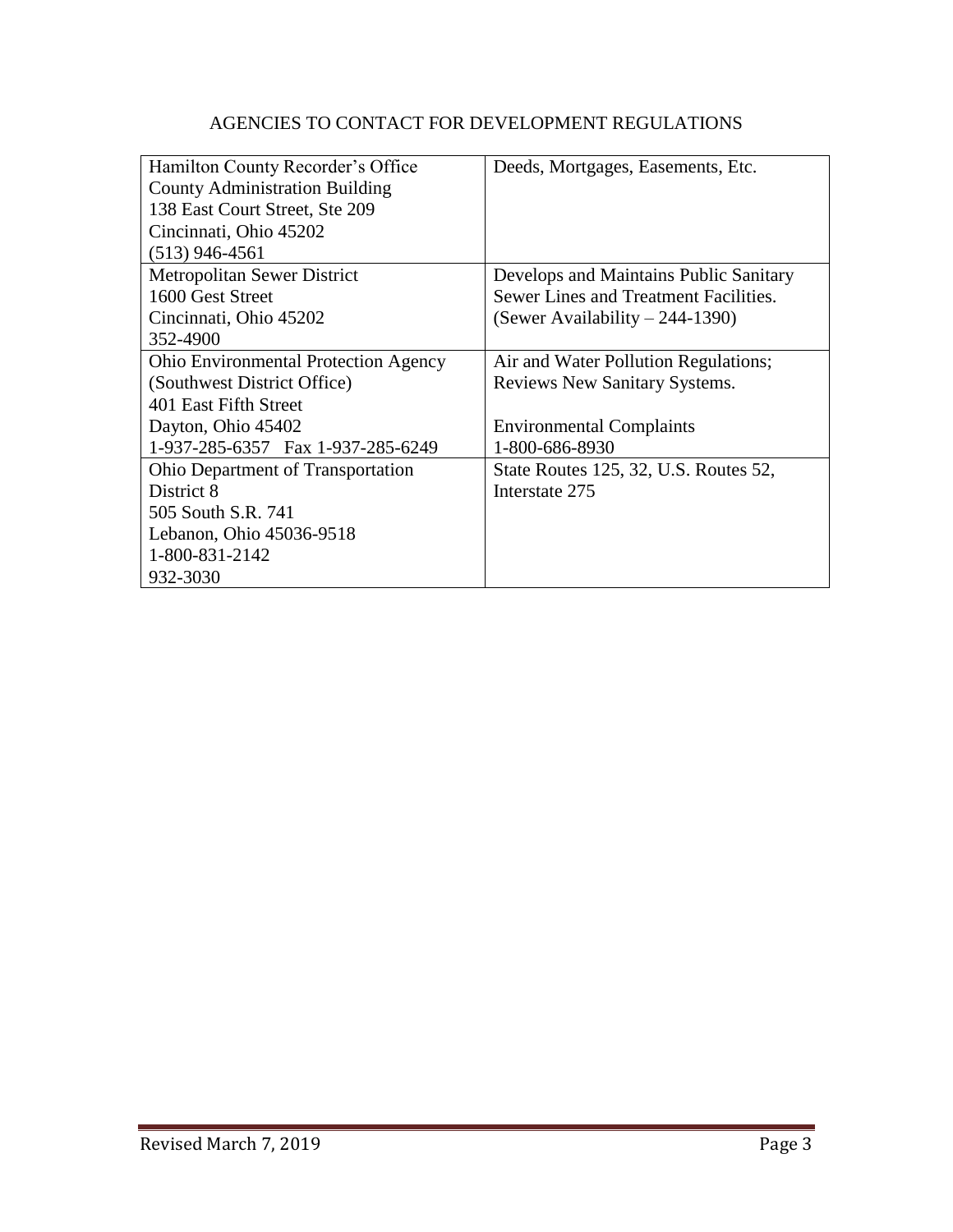# AGENCIES TO CONTACT FOR DEVELOPMENT REGULATIONS

| | |
|---|---|
| Hamilton County Recorder's Office<br>County Administration Building<br>138 East Court Street, Ste 209<br>Cincinnati, Ohio 45202<br>(513) 946-4561 | Deeds, Mortgages, Easements, Etc. |
| Metropolitan Sewer District<br>1600 Gest Street<br>Cincinnati, Ohio 45202<br>352-4900 | Develops and Maintains Public Sanitary Sewer Lines and Treatment Facilities.<br>(Sewer Availability – 244-1390) |
| Ohio Environmental Protection Agency<br>(Southwest District Office)<br>401 East Fifth Street<br>Dayton, Ohio 45402<br>1-937-285-6357 Fax 1-937-285-6249 | Air and Water Pollution Regulations;<br>Reviews New Sanitary Systems.<br><br>Environmental Complaints<br>1-800-686-8930 |
| Ohio Department of Transportation<br>District 8<br>505 South S.R. 741<br>Lebanon, Ohio 45036-9518<br>1-800-831-2142<br>932-3030 | State Routes 125, 32, U.S. Routes 52, Interstate 275 |

Revised March 7, 2019